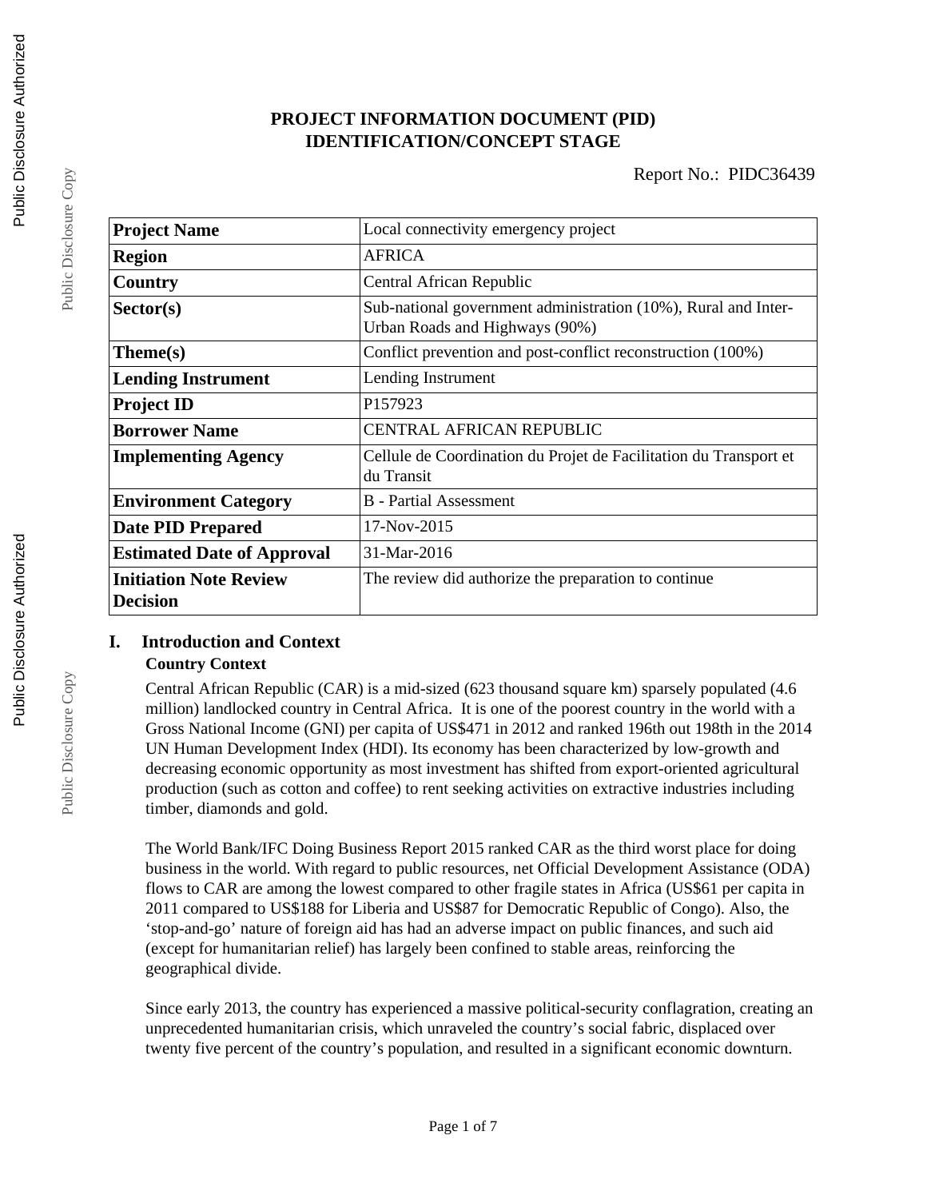# PROJECT INFORMATION DOCUMENT (PID)
## IDENTIFICATION/CONCEPT STAGE

Report No.: PIDC36439

| | |
|---|---|
| **Project Name** | Local connectivity emergency project |
| **Region** | AFRICA |
| **Country** | Central African Republic |
| **Sector(s)** | Sub-national government administration (10%), Rural and Inter-Urban Roads and Highways (90%) |
| **Theme(s)** | Conflict prevention and post-conflict reconstruction (100%) |
| **Lending Instrument** | Lending Instrument |
| **Project ID** | P157923 |
| **Borrower Name** | CENTRAL AFRICAN REPUBLIC |
| **Implementing Agency** | Cellule de Coordination du Projet de Facilitation du Transport et du Transit |
| **Environment Category** | B - Partial Assessment |
| **Date PID Prepared** | 17-Nov-2015 |
| **Estimated Date of Approval** | 31-Mar-2016 |
| **Initiation Note Review Decision** | The review did authorize the preparation to continue |

## I. Introduction and Context

### Country Context

Central African Republic (CAR) is a mid-sized (623 thousand square km) sparsely populated (4.6 million) landlocked country in Central Africa. It is one of the poorest country in the world with a Gross National Income (GNI) per capita of US$471 in 2012 and ranked 196th out 198th in the 2014 UN Human Development Index (HDI). Its economy has been characterized by low-growth and decreasing economic opportunity as most investment has shifted from export-oriented agricultural production (such as cotton and coffee) to rent seeking activities on extractive industries including timber, diamonds and gold.

The World Bank/IFC Doing Business Report 2015 ranked CAR as the third worst place for doing business in the world. With regard to public resources, net Official Development Assistance (ODA) flows to CAR are among the lowest compared to other fragile states in Africa (US$61 per capita in 2011 compared to US$188 for Liberia and US$87 for Democratic Republic of Congo). Also, the 'stop-and-go' nature of foreign aid has had an adverse impact on public finances, and such aid (except for humanitarian relief) has largely been confined to stable areas, reinforcing the geographical divide.

Since early 2013, the country has experienced a massive political-security conflagration, creating an unprecedented humanitarian crisis, which unraveled the country's social fabric, displaced over twenty five percent of the country's population, and resulted in a significant economic downturn.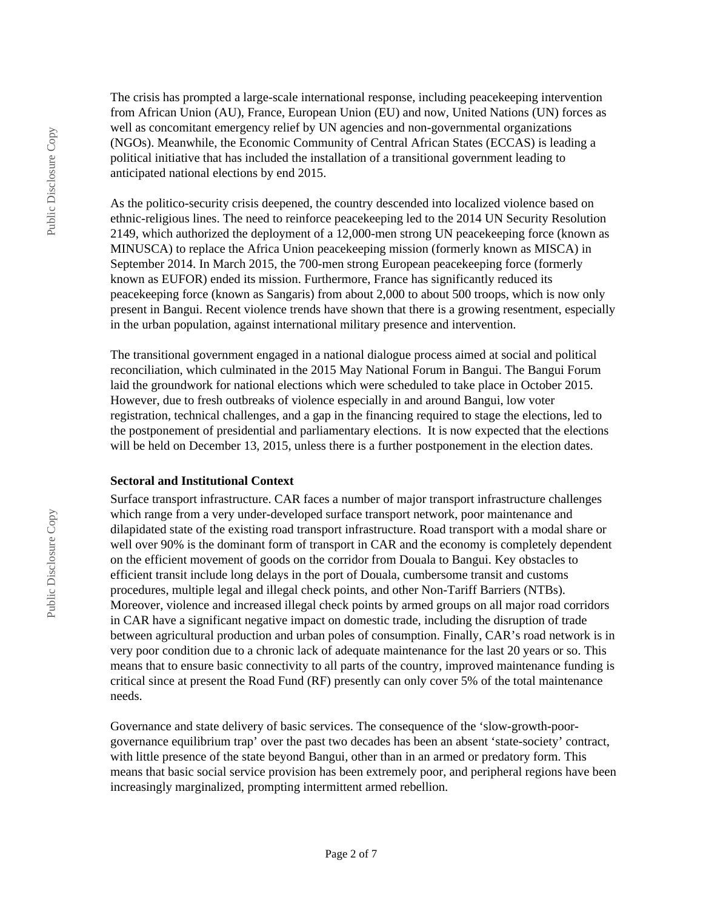The crisis has prompted a large-scale international response, including peacekeeping intervention from African Union (AU), France, European Union (EU) and now, United Nations (UN) forces as well as concomitant emergency relief by UN agencies and non-governmental organizations (NGOs). Meanwhile, the Economic Community of Central African States (ECCAS) is leading a political initiative that has included the installation of a transitional government leading to anticipated national elections by end 2015.

As the politico-security crisis deepened, the country descended into localized violence based on ethnic-religious lines. The need to reinforce peacekeeping led to the 2014 UN Security Resolution 2149, which authorized the deployment of a 12,000-men strong UN peacekeeping force (known as MINUSCA) to replace the Africa Union peacekeeping mission (formerly known as MISCA) in September 2014. In March 2015, the 700-men strong European peacekeeping force (formerly known as EUFOR) ended its mission. Furthermore, France has significantly reduced its peacekeeping force (known as Sangaris) from about 2,000 to about 500 troops, which is now only present in Bangui. Recent violence trends have shown that there is a growing resentment, especially in the urban population, against international military presence and intervention.

The transitional government engaged in a national dialogue process aimed at social and political reconciliation, which culminated in the 2015 May National Forum in Bangui. The Bangui Forum laid the groundwork for national elections which were scheduled to take place in October 2015. However, due to fresh outbreaks of violence especially in and around Bangui, low voter registration, technical challenges, and a gap in the financing required to stage the elections, led to the postponement of presidential and parliamentary elections. It is now expected that the elections will be held on December 13, 2015, unless there is a further postponement in the election dates.

**Sectoral and Institutional Context**

Surface transport infrastructure. CAR faces a number of major transport infrastructure challenges which range from a very under-developed surface transport network, poor maintenance and dilapidated state of the existing road transport infrastructure. Road transport with a modal share or well over 90% is the dominant form of transport in CAR and the economy is completely dependent on the efficient movement of goods on the corridor from Douala to Bangui. Key obstacles to efficient transit include long delays in the port of Douala, cumbersome transit and customs procedures, multiple legal and illegal check points, and other Non-Tariff Barriers (NTBs). Moreover, violence and increased illegal check points by armed groups on all major road corridors in CAR have a significant negative impact on domestic trade, including the disruption of trade between agricultural production and urban poles of consumption. Finally, CAR's road network is in very poor condition due to a chronic lack of adequate maintenance for the last 20 years or so. This means that to ensure basic connectivity to all parts of the country, improved maintenance funding is critical since at present the Road Fund (RF) presently can only cover 5% of the total maintenance needs.

Governance and state delivery of basic services. The consequence of the 'slow-growth-poor-governance equilibrium trap' over the past two decades has been an absent 'state-society' contract, with little presence of the state beyond Bangui, other than in an armed or predatory form. This means that basic social service provision has been extremely poor, and peripheral regions have been increasingly marginalized, prompting intermittent armed rebellion.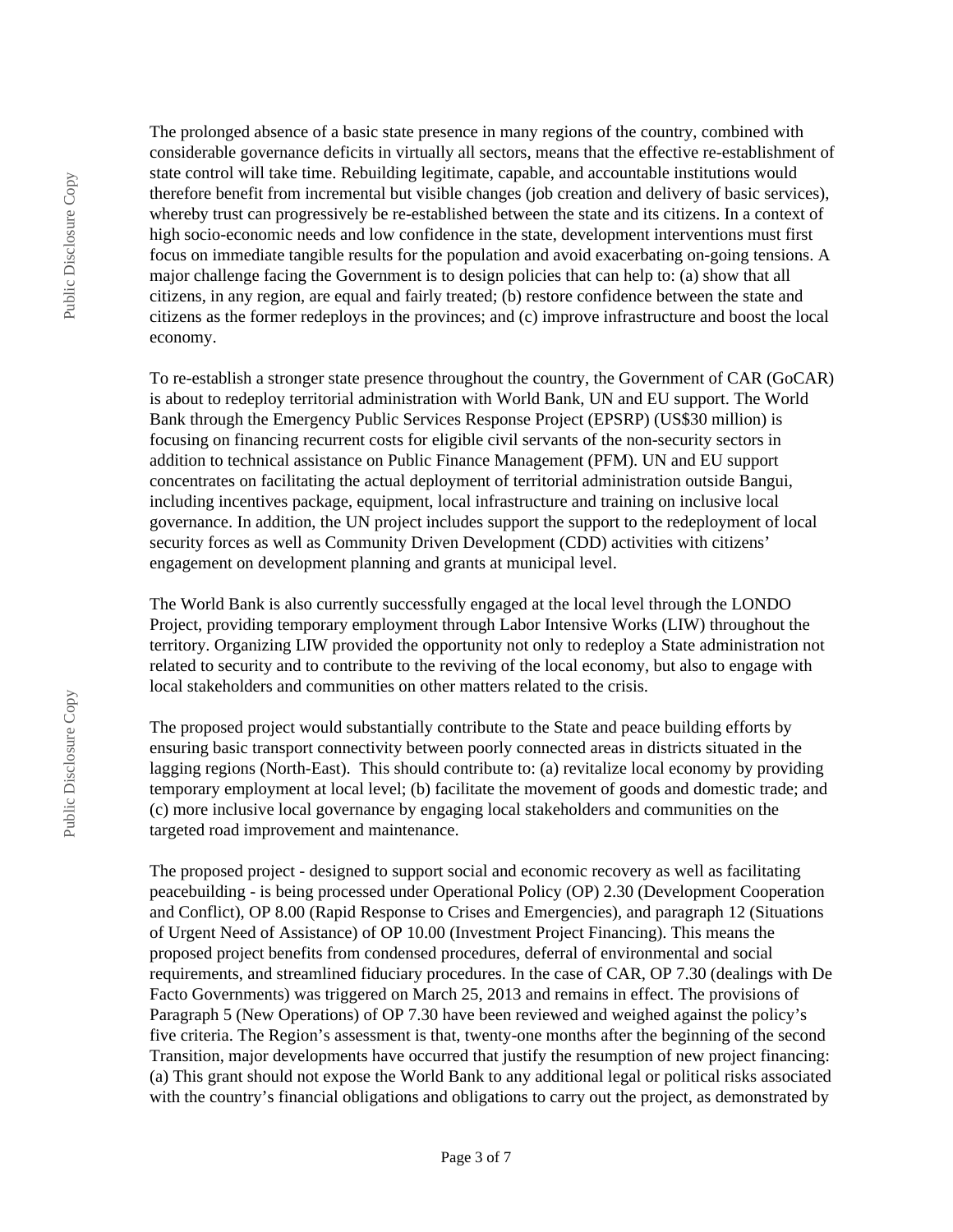The prolonged absence of a basic state presence in many regions of the country, combined with considerable governance deficits in virtually all sectors, means that the effective re-establishment of state control will take time. Rebuilding legitimate, capable, and accountable institutions would therefore benefit from incremental but visible changes (job creation and delivery of basic services), whereby trust can progressively be re-established between the state and its citizens. In a context of high socio-economic needs and low confidence in the state, development interventions must first focus on immediate tangible results for the population and avoid exacerbating on-going tensions. A major challenge facing the Government is to design policies that can help to: (a) show that all citizens, in any region, are equal and fairly treated; (b) restore confidence between the state and citizens as the former redeploys in the provinces; and (c) improve infrastructure and boost the local economy.

To re-establish a stronger state presence throughout the country, the Government of CAR (GoCAR) is about to redeploy territorial administration with World Bank, UN and EU support. The World Bank through the Emergency Public Services Response Project (EPSRP) (US$30 million) is focusing on financing recurrent costs for eligible civil servants of the non-security sectors in addition to technical assistance on Public Finance Management (PFM). UN and EU support concentrates on facilitating the actual deployment of territorial administration outside Bangui, including incentives package, equipment, local infrastructure and training on inclusive local governance. In addition, the UN project includes support the support to the redeployment of local security forces as well as Community Driven Development (CDD) activities with citizens' engagement on development planning and grants at municipal level.

The World Bank is also currently successfully engaged at the local level through the LONDO Project, providing temporary employment through Labor Intensive Works (LIW) throughout the territory. Organizing LIW provided the opportunity not only to redeploy a State administration not related to security and to contribute to the reviving of the local economy, but also to engage with local stakeholders and communities on other matters related to the crisis.

The proposed project would substantially contribute to the State and peace building efforts by ensuring basic transport connectivity between poorly connected areas in districts situated in the lagging regions (North-East). This should contribute to: (a) revitalize local economy by providing temporary employment at local level; (b) facilitate the movement of goods and domestic trade; and (c) more inclusive local governance by engaging local stakeholders and communities on the targeted road improvement and maintenance.

The proposed project - designed to support social and economic recovery as well as facilitating peacebuilding - is being processed under Operational Policy (OP) 2.30 (Development Cooperation and Conflict), OP 8.00 (Rapid Response to Crises and Emergencies), and paragraph 12 (Situations of Urgent Need of Assistance) of OP 10.00 (Investment Project Financing). This means the proposed project benefits from condensed procedures, deferral of environmental and social requirements, and streamlined fiduciary procedures. In the case of CAR, OP 7.30 (dealings with De Facto Governments) was triggered on March 25, 2013 and remains in effect. The provisions of Paragraph 5 (New Operations) of OP 7.30 have been reviewed and weighed against the policy's five criteria. The Region's assessment is that, twenty-one months after the beginning of the second Transition, major developments have occurred that justify the resumption of new project financing: (a) This grant should not expose the World Bank to any additional legal or political risks associated with the country's financial obligations and obligations to carry out the project, as demonstrated by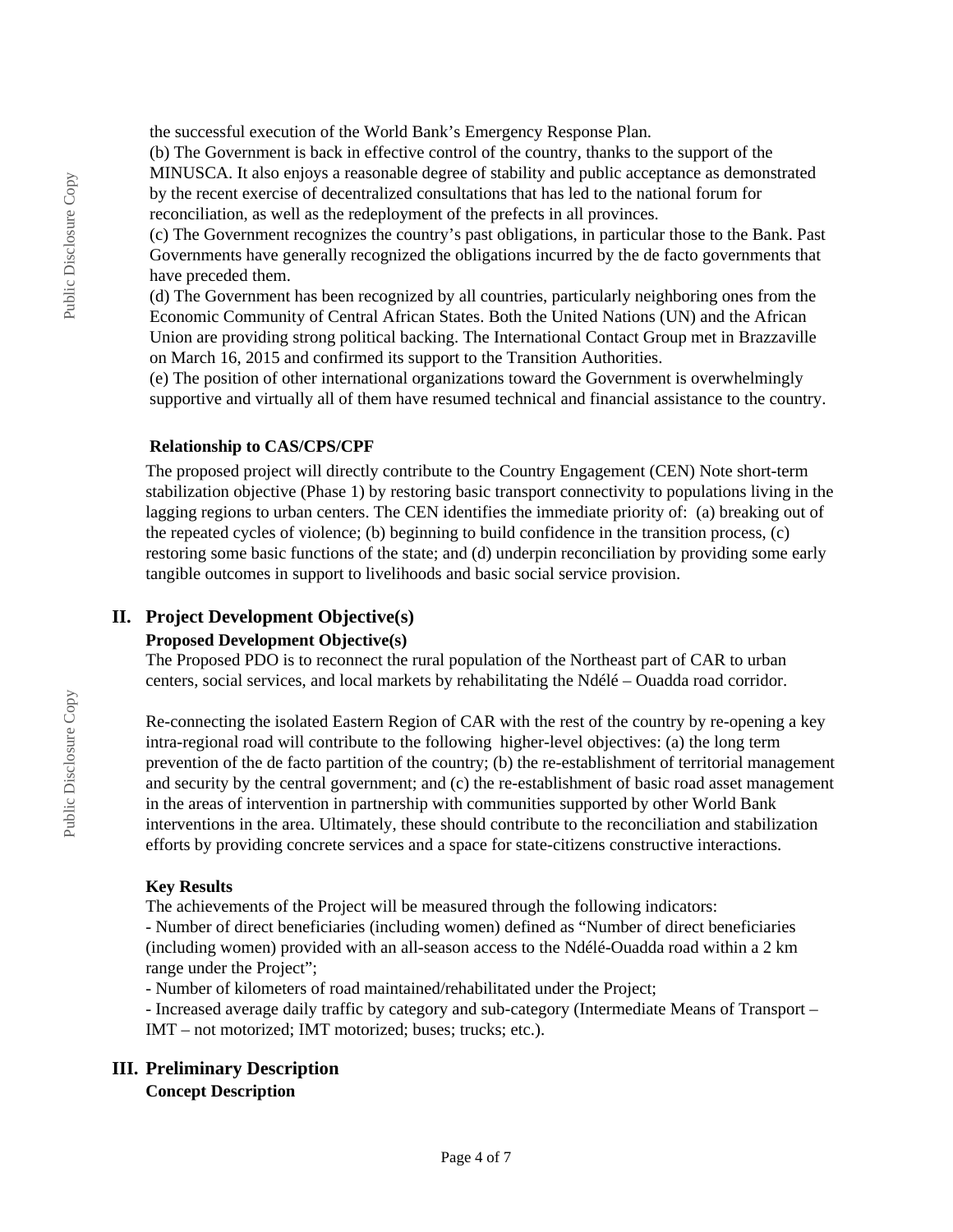the successful execution of the World Bank's Emergency Response Plan.

(b) The Government is back in effective control of the country, thanks to the support of the MINUSCA. It also enjoys a reasonable degree of stability and public acceptance as demonstrated by the recent exercise of decentralized consultations that has led to the national forum for reconciliation, as well as the redeployment of the prefects in all provinces.

(c) The Government recognizes the country's past obligations, in particular those to the Bank. Past Governments have generally recognized the obligations incurred by the de facto governments that have preceded them.

(d) The Government has been recognized by all countries, particularly neighboring ones from the Economic Community of Central African States. Both the United Nations (UN) and the African Union are providing strong political backing. The International Contact Group met in Brazzaville on March 16, 2015 and confirmed its support to the Transition Authorities.

(e) The position of other international organizations toward the Government is overwhelmingly supportive and virtually all of them have resumed technical and financial assistance to the country.

**Relationship to CAS/CPS/CPF**

The proposed project will directly contribute to the Country Engagement (CEN) Note short-term stabilization objective (Phase 1) by restoring basic transport connectivity to populations living in the lagging regions to urban centers. The CEN identifies the immediate priority of: (a) breaking out of the repeated cycles of violence; (b) beginning to build confidence in the transition process, (c) restoring some basic functions of the state; and (d) underpin reconciliation by providing some early tangible outcomes in support to livelihoods and basic social service provision.

## II. Project Development Objective(s)

### Proposed Development Objective(s)

The Proposed PDO is to reconnect the rural population of the Northeast part of CAR to urban centers, social services, and local markets by rehabilitating the Ndélé – Ouadda road corridor.

Re-connecting the isolated Eastern Region of CAR with the rest of the country by re-opening a key intra-regional road will contribute to the following higher-level objectives: (a) the long term prevention of the de facto partition of the country; (b) the re-establishment of territorial management and security by the central government; and (c) the re-establishment of basic road asset management in the areas of intervention in partnership with communities supported by other World Bank interventions in the area. Ultimately, these should contribute to the reconciliation and stabilization efforts by providing concrete services and a space for state-citizens constructive interactions.

### Key Results

The achievements of the Project will be measured through the following indicators:

- Number of direct beneficiaries (including women) defined as "Number of direct beneficiaries (including women) provided with an all-season access to the Ndélé-Ouadda road within a 2 km range under the Project";
- Number of kilometers of road maintained/rehabilitated under the Project;
- Increased average daily traffic by category and sub-category (Intermediate Means of Transport – IMT – not motorized; IMT motorized; buses; trucks; etc.).

## III. Preliminary Description

### Concept Description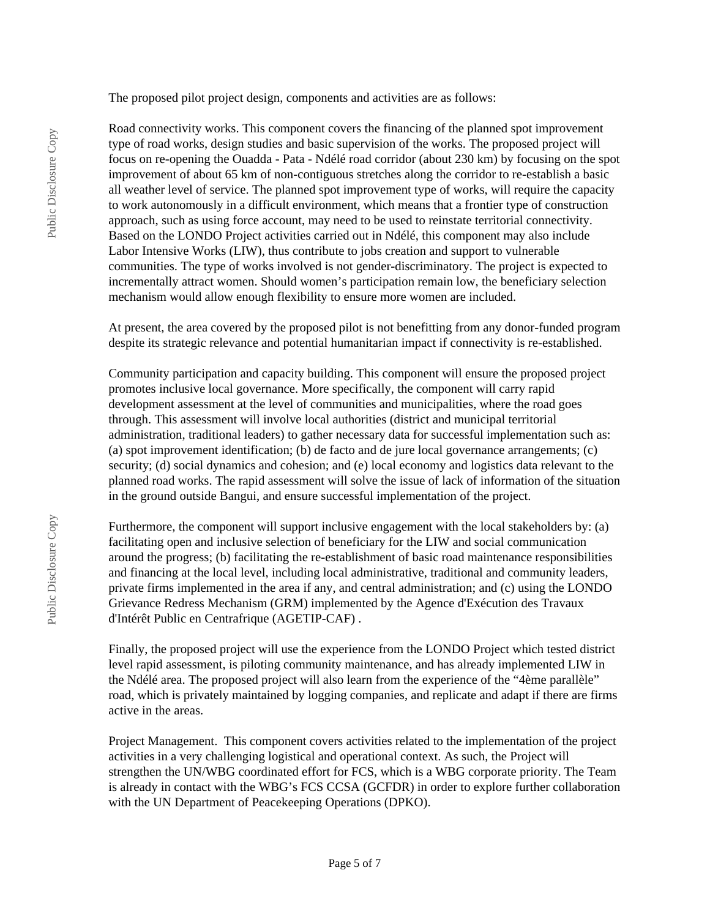The proposed pilot project design, components and activities are as follows:

Road connectivity works. This component covers the financing of the planned spot improvement type of road works, design studies and basic supervision of the works. The proposed project will focus on re-opening the Ouadda - Pata - Ndélé road corridor (about 230 km) by focusing on the spot improvement of about 65 km of non-contiguous stretches along the corridor to re-establish a basic all weather level of service. The planned spot improvement type of works, will require the capacity to work autonomously in a difficult environment, which means that a frontier type of construction approach, such as using force account, may need to be used to reinstate territorial connectivity. Based on the LONDO Project activities carried out in Ndélé, this component may also include Labor Intensive Works (LIW), thus contribute to jobs creation and support to vulnerable communities. The type of works involved is not gender-discriminatory. The project is expected to incrementally attract women. Should women's participation remain low, the beneficiary selection mechanism would allow enough flexibility to ensure more women are included.

At present, the area covered by the proposed pilot is not benefitting from any donor-funded program despite its strategic relevance and potential humanitarian impact if connectivity is re-established.

Community participation and capacity building. This component will ensure the proposed project promotes inclusive local governance. More specifically, the component will carry rapid development assessment at the level of communities and municipalities, where the road goes through. This assessment will involve local authorities (district and municipal territorial administration, traditional leaders) to gather necessary data for successful implementation such as: (a) spot improvement identification; (b) de facto and de jure local governance arrangements; (c) security; (d) social dynamics and cohesion; and (e) local economy and logistics data relevant to the planned road works. The rapid assessment will solve the issue of lack of information of the situation in the ground outside Bangui, and ensure successful implementation of the project.

Furthermore, the component will support inclusive engagement with the local stakeholders by: (a) facilitating open and inclusive selection of beneficiary for the LIW and social communication around the progress; (b) facilitating the re-establishment of basic road maintenance responsibilities and financing at the local level, including local administrative, traditional and community leaders, private firms implemented in the area if any, and central administration; and (c) using the LONDO Grievance Redress Mechanism (GRM) implemented by the Agence d'Exécution des Travaux d'Intérêt Public en Centrafrique (AGETIP-CAF) .

Finally, the proposed project will use the experience from the LONDO Project which tested district level rapid assessment, is piloting community maintenance, and has already implemented LIW in the Ndélé area. The proposed project will also learn from the experience of the "4ème parallèle" road, which is privately maintained by logging companies, and replicate and adapt if there are firms active in the areas.

Project Management. This component covers activities related to the implementation of the project activities in a very challenging logistical and operational context. As such, the Project will strengthen the UN/WBG coordinated effort for FCS, which is a WBG corporate priority. The Team is already in contact with the WBG's FCS CCSA (GCFDR) in order to explore further collaboration with the UN Department of Peacekeeping Operations (DPKO).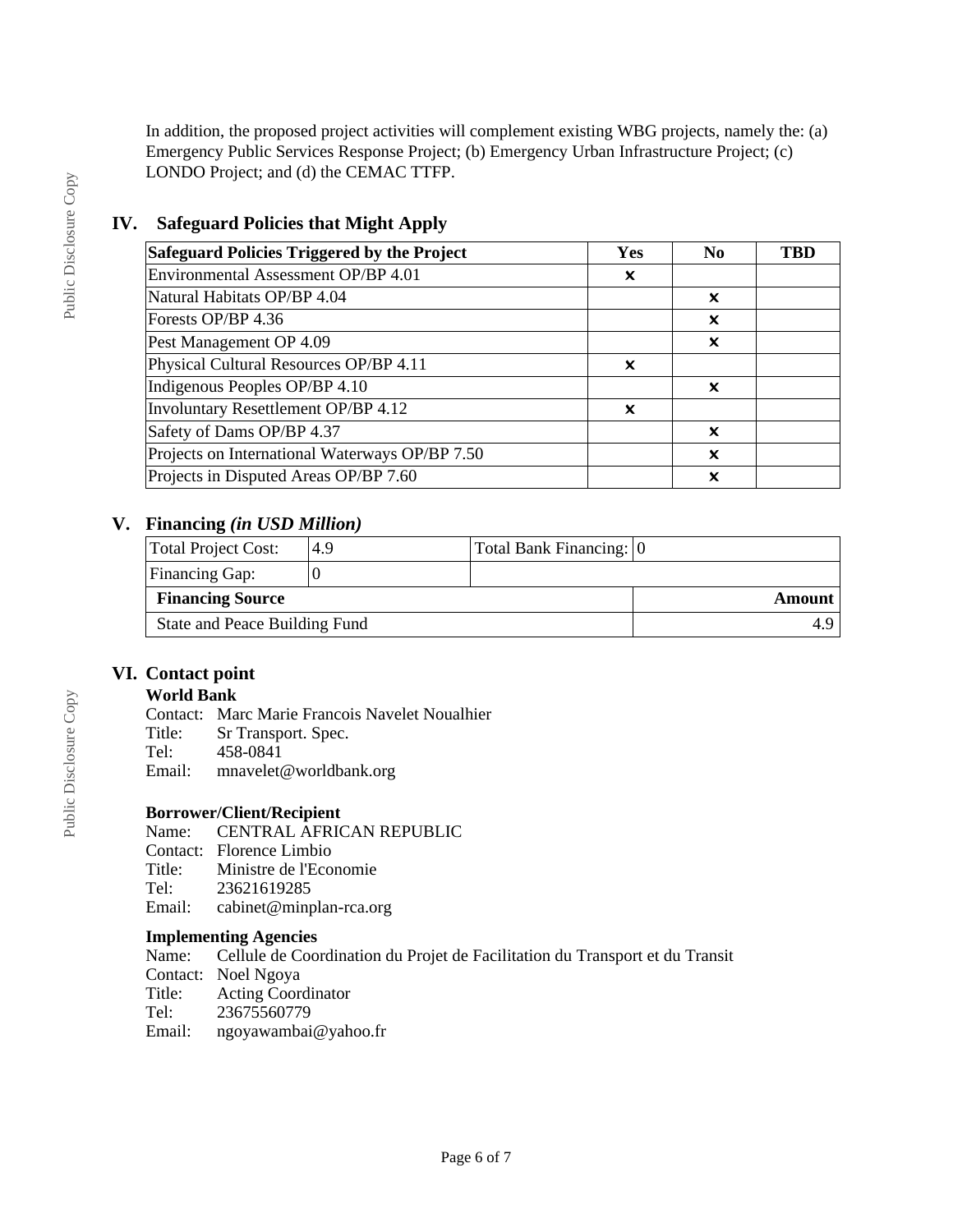In addition, the proposed project activities will complement existing WBG projects, namely the: (a) Emergency Public Services Response Project; (b) Emergency Urban Infrastructure Project; (c) LONDO Project; and (d) the CEMAC TTFP.

## IV. Safeguard Policies that Might Apply

| Safeguard Policies Triggered by the Project | Yes | No | TBD |
|---|---|---|---|
| Environmental Assessment OP/BP 4.01 | ✗ | | |
| Natural Habitats OP/BP 4.04 | | ✗ | |
| Forests OP/BP 4.36 | | ✗ | |
| Pest Management OP 4.09 | | ✗ | |
| Physical Cultural Resources OP/BP 4.11 | ✗ | | |
| Indigenous Peoples OP/BP 4.10 | | ✗ | |
| Involuntary Resettlement OP/BP 4.12 | ✗ | | |
| Safety of Dams OP/BP 4.37 | | ✗ | |
| Projects on International Waterways OP/BP 7.50 | | ✗ | |
| Projects in Disputed Areas OP/BP 7.60 | | ✗ | |

## V. Financing *(in USD Million)*

| Total Project Cost: | 4.9 | Total Bank Financing: | 0 |
|---|---|---|---|
| Financing Gap: | 0 | | |
| **Financing Source** | | | **Amount** |
| State and Peace Building Fund | | | 4.9 |

## VI. Contact point

**World Bank**

Contact: Marc Marie Francois Navelet Noualhier
Title: Sr Transport. Spec.
Tel: 458-0841
Email: mnavelet@worldbank.org

**Borrower/Client/Recipient**

Name: CENTRAL AFRICAN REPUBLIC
Contact: Florence Limbio
Title: Ministre de l'Economie
Tel: 23621619285
Email: cabinet@minplan-rca.org

**Implementing Agencies**

Name: Cellule de Coordination du Projet de Facilitation du Transport et du Transit
Contact: Noel Ngoya
Title: Acting Coordinator
Tel: 23675560779
Email: ngoyawambai@yahoo.fr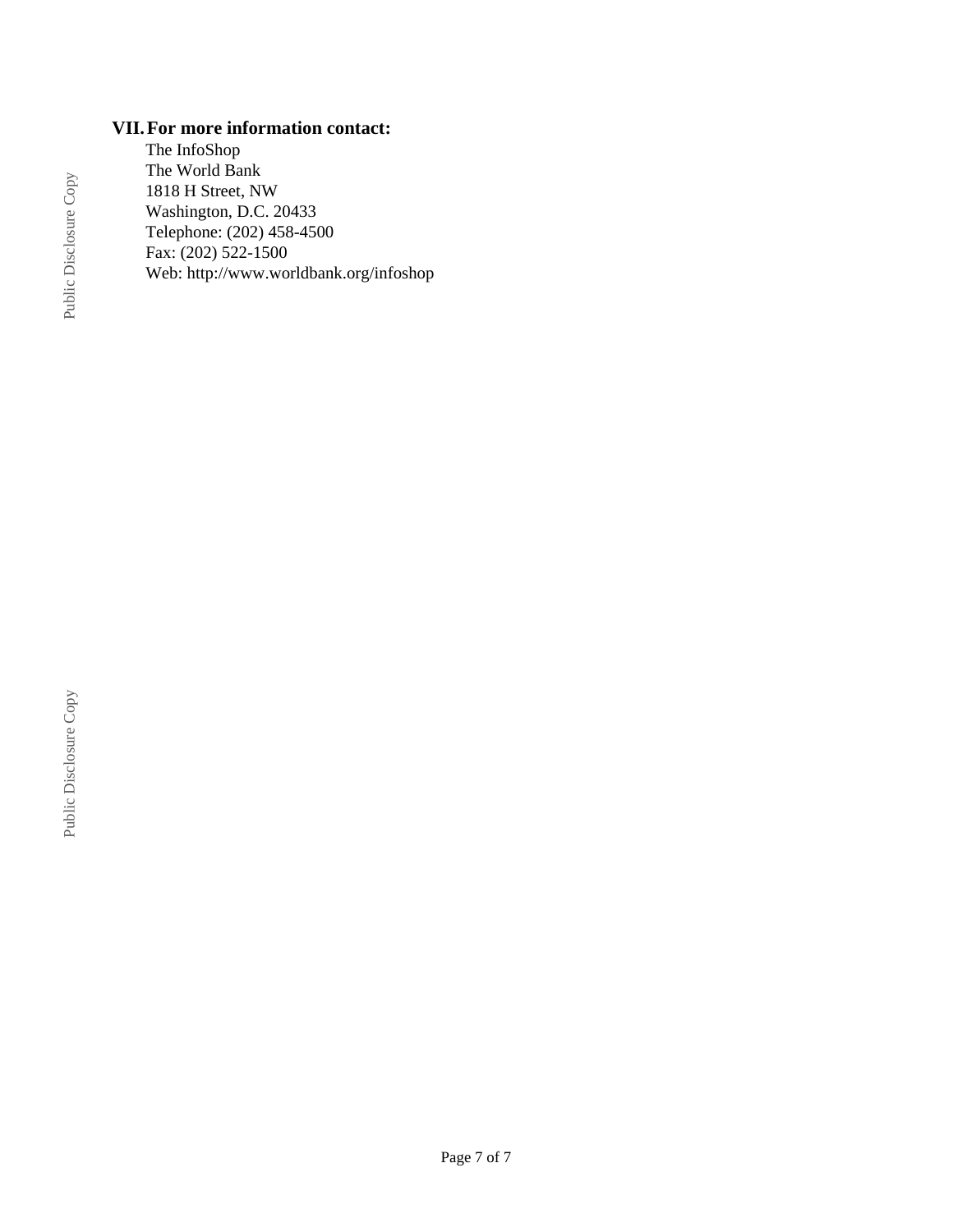## VII. For more information contact:

The InfoShop
The World Bank
1818 H Street, NW
Washington, D.C. 20433
Telephone: (202) 458-4500
Fax: (202) 522-1500
Web: http://www.worldbank.org/infoshop